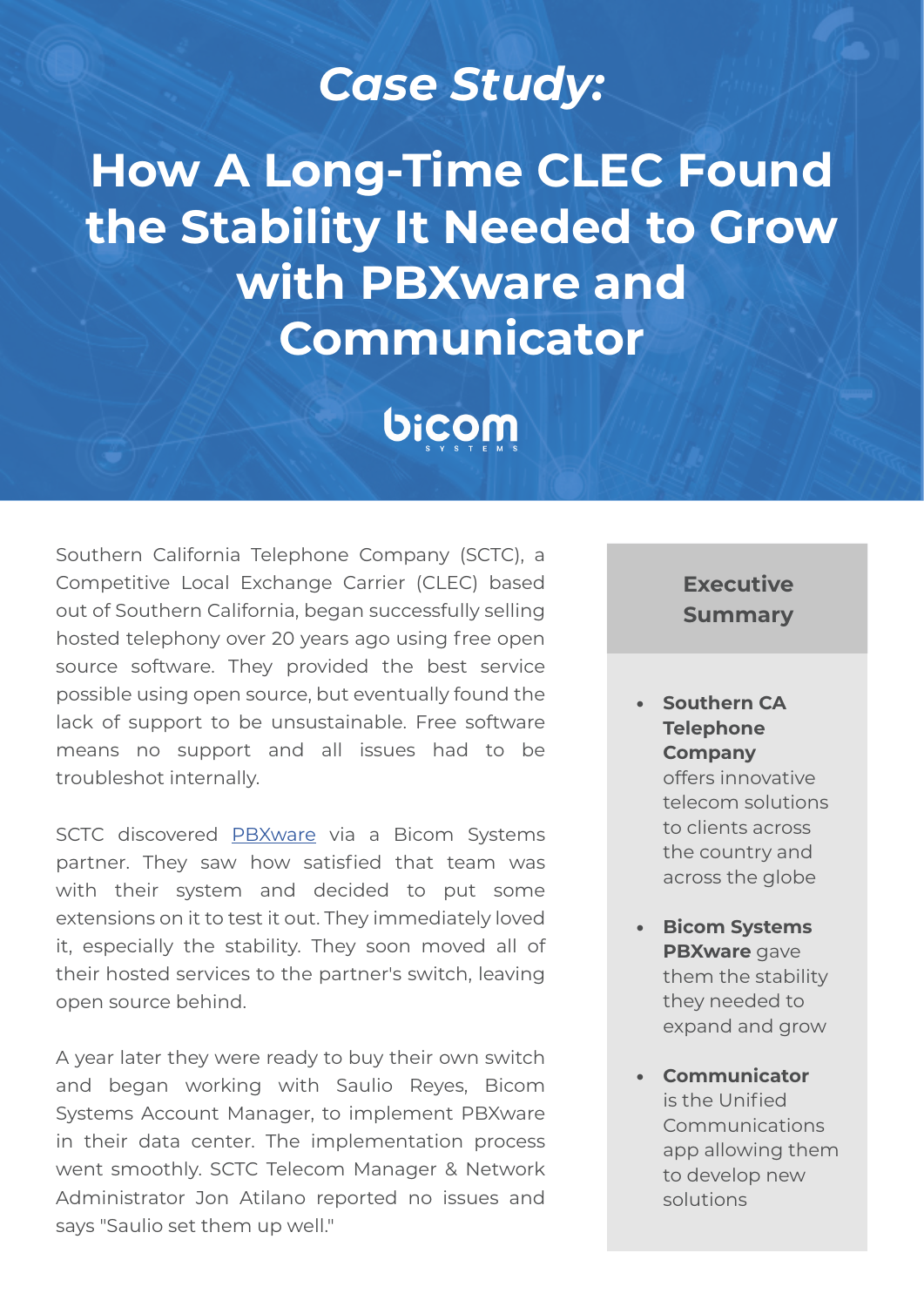*Case Study:*

# How A Long-Time CLEC Found the Stability It Needed to Grow with PBXware and Communicator

bicom SYSTEMS

Southern California Telephone Company (SCTC), a Competitive Local Exchange Carrier (CLEC) based out of Southern California, began successfully selling hosted telephony over 20 years ago using free open source software. They provided the best service possible using open source, but eventually found the lack of support to be unsustainable. Free software means no support and all issues had to be troubleshot internally.

SCTC discovered PBXware via a Bicom Systems partner. They saw how satisfied that team was with their system and decided to put some extensions on it to test it out. They immediately loved it, especially the stability. They soon moved all of their hosted services to the partner's switch, leaving open source behind.

A year later they were ready to buy their own switch and began working with Saulio Reyes, Bicom Systems Account Manager, to implement PBXware in their data center. The implementation process went smoothly. SCTC Telecom Manager & Network Administrator Jon Atilano reported no issues and says "Saulio set them up well."

## Executive Summary

- **Southern CA Telephone Company** offers innovative telecom solutions to clients across the country and across the globe
- **Bicom Systems PBXware** gave them the stability they needed to expand and grow
- **Communicator** is the Unified Communications app allowing them to develop new solutions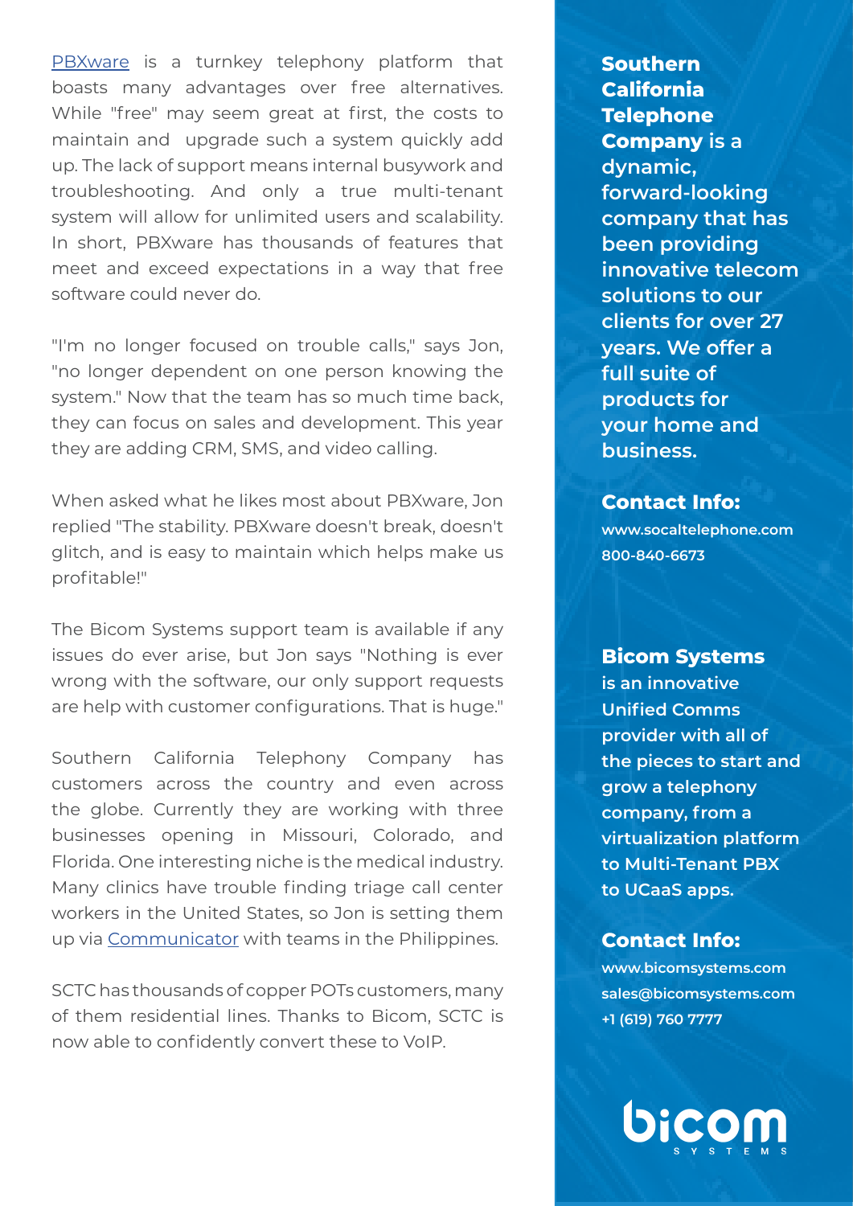PBXware is a turnkey telephony platform that boasts many advantages over free alternatives. While "free" may seem great at first, the costs to maintain and upgrade such a system quickly add up. The lack of support means internal busywork and troubleshooting. And only a true multi-tenant system will allow for unlimited users and scalability. In short, PBXware has thousands of features that meet and exceed expectations in a way that free software could never do.

"I'm no longer focused on trouble calls," says Jon, "no longer dependent on one person knowing the system." Now that the team has so much time back, they can focus on sales and development. This year they are adding CRM, SMS, and video calling.

When asked what he likes most about PBXware, Jon replied "The stability. PBXware doesn't break, doesn't glitch, and is easy to maintain which helps make us profitable!"

The Bicom Systems support team is available if any issues do ever arise, but Jon says "Nothing is ever wrong with the software, our only support requests are help with customer configurations. That is huge."

Southern California Telephony Company has customers across the country and even across the globe. Currently they are working with three businesses opening in Missouri, Colorado, and Florida. One interesting niche is the medical industry. Many clinics have trouble finding triage call center workers in the United States, so Jon is setting them up via Communicator with teams in the Philippines.

SCTC has thousands of copper POTs customers, many of them residential lines. Thanks to Bicom, SCTC is now able to confidently convert these to VoIP.

**Southern California Telephone Company** is a dynamic, forward-looking company that has been providing innovative telecom solutions to our clients for over 27 years. We offer a full suite of products for your home and business.

**Contact Info:**

www.socaltelephone.com
800-840-6673

**Bicom Systems** is an innovative Unified Comms provider with all of the pieces to start and grow a telephony company, from a virtualization platform to Multi-Tenant PBX to UCaaS apps.

**Contact Info:**

www.bicomsystems.com
sales@bicomsystems.com
+1 (619) 760 7777

bicom SYSTEMS